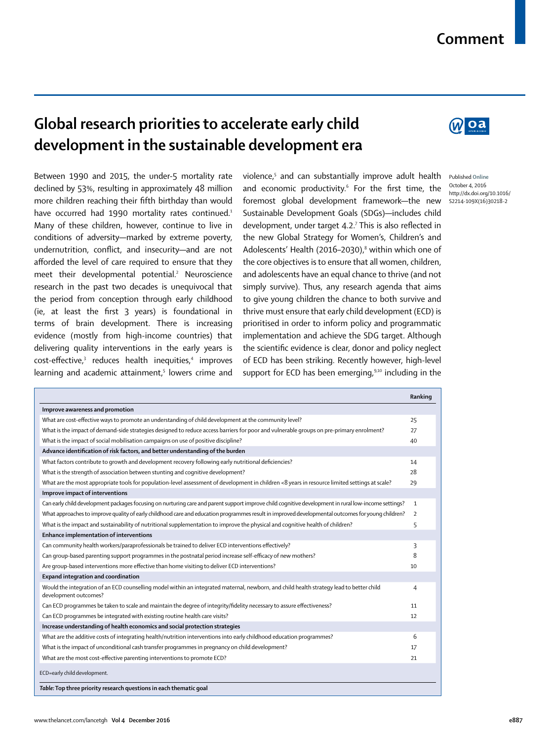# Comment

## Global research priorities to accelerate early child development in the sustainable development era

Published Online October 4, 2016 http://dx.doi.org/10.1016/S2214-109X(16)30218-2

Between 1990 and 2015, the under-5 mortality rate declined by 53%, resulting in approximately 48 million more children reaching their fifth birthday than would have occurred had 1990 mortality rates continued.[1] Many of these children, however, continue to live in conditions of adversity—marked by extreme poverty, undernutrition, conflict, and insecurity—and are not afforded the level of care required to ensure that they meet their developmental potential.[2] Neuroscience research in the past two decades is unequivocal that the period from conception through early childhood (ie, at least the first 3 years) is foundational in terms of brain development. There is increasing evidence (mostly from high-income countries) that delivering quality interventions in the early years is cost-effective,[3] reduces health inequities,[4] improves learning and academic attainment,[5] lowers crime and violence,[5] and can substantially improve adult health and economic productivity.[6] For the first time, the foremost global development framework—the new Sustainable Development Goals (SDGs)—includes child development, under target 4.2.[7] This is also reflected in the new Global Strategy for Women's, Children's and Adolescents' Health (2016–2030),[8] within which one of the core objectives is to ensure that all women, children, and adolescents have an equal chance to thrive (and not simply survive). Thus, any research agenda that aims to give young children the chance to both survive and thrive must ensure that early child development (ECD) is prioritised in order to inform policy and programmatic implementation and achieve the SDG target. Although the scientific evidence is clear, donor and policy neglect of ECD has been striking. Recently however, high-level support for ECD has been emerging,[9,10] including in the

| | Ranking |
|---|---|
| **Improve awareness and promotion** | |
| What are cost-effective ways to promote an understanding of child development at the community level? | 25 |
| What is the impact of demand-side strategies designed to reduce access barriers for poor and vulnerable groups on pre-primary enrolment? | 27 |
| What is the impact of social mobilisation campaigns on use of positive discipline? | 40 |
| **Advance identification of risk factors, and better understanding of the burden** | |
| What factors contribute to growth and development recovery following early nutritional deficiencies? | 14 |
| What is the strength of association between stunting and cognitive development? | 28 |
| What are the most appropriate tools for population-level assessment of development in children <8 years in resource limited settings at scale? | 29 |
| **Improve impact of interventions** | |
| Can early child development packages focusing on nurturing care and parent support improve child cognitive development in rural low-income settings? | 1 |
| What approaches to improve quality of early childhood care and education programmes result in improved developmental outcomes for young children? | 2 |
| What is the impact and sustainability of nutritional supplementation to improve the physical and cognitive health of children? | 5 |
| **Enhance implementation of interventions** | |
| Can community health workers/paraprofessionals be trained to deliver ECD interventions effectively? | 3 |
| Can group-based parenting support programmes in the postnatal period increase self-efficacy of new mothers? | 8 |
| Are group-based interventions more effective than home visiting to deliver ECD interventions? | 10 |
| **Expand integration and coordination** | |
| Would the integration of an ECD counselling model within an integrated maternal, newborn, and child health strategy lead to better child development outcomes? | 4 |
| Can ECD programmes be taken to scale and maintain the degree of integrity/fidelity necessary to assure effectiveness? | 11 |
| Can ECD programmes be integrated with existing routine health care visits? | 12 |
| **Increase understanding of health economics and social protection strategies** | |
| What are the additive costs of integrating health/nutrition interventions into early childhood education programmes? | 6 |
| What is the impact of unconditional cash transfer programmes in pregnancy on child development? | 17 |
| What are the most cost-effective parenting interventions to promote ECD? | 21 |

ECD=early child development.

***Table:* Top three priority research questions in each thematic goal**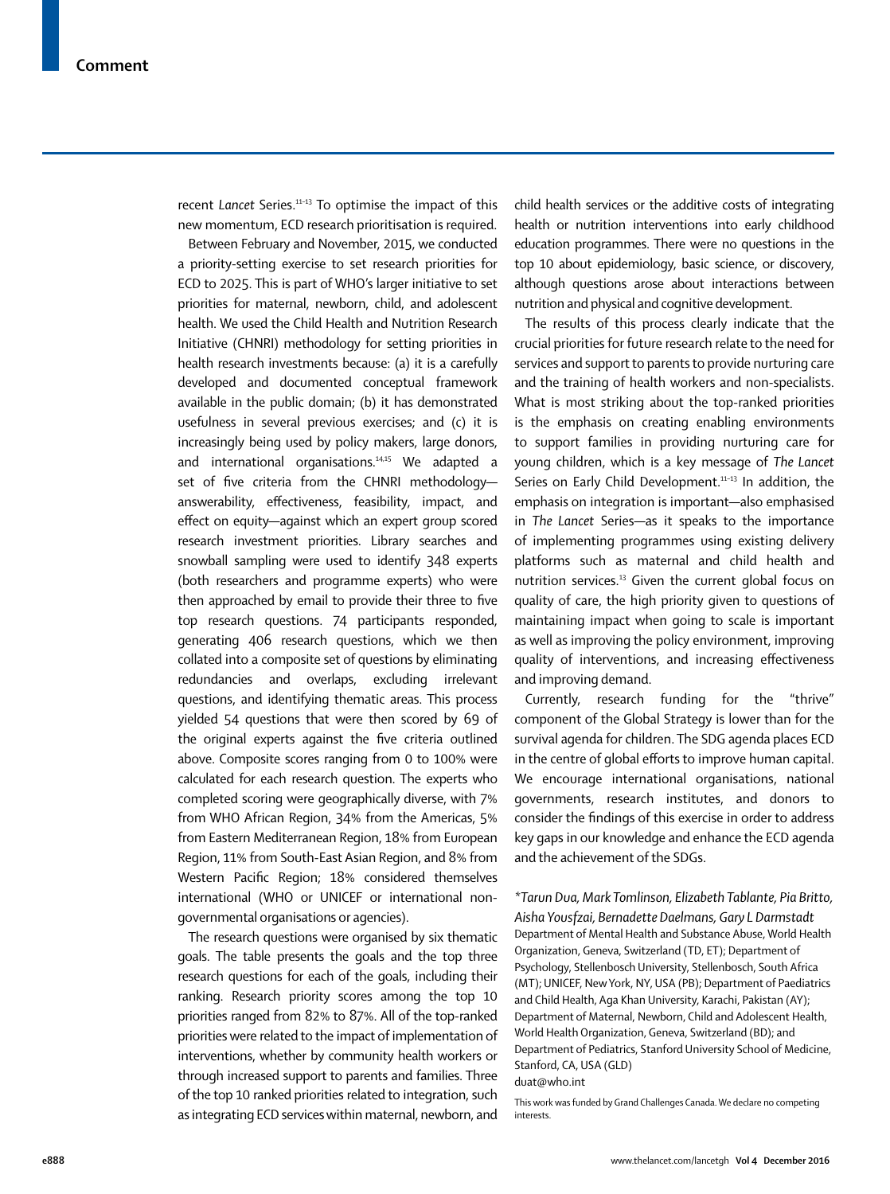recent *Lancet* Series.[11–13] To optimise the impact of this new momentum, ECD research prioritisation is required.

Between February and November, 2015, we conducted a priority-setting exercise to set research priorities for ECD to 2025. This is part of WHO's larger initiative to set priorities for maternal, newborn, child, and adolescent health. We used the Child Health and Nutrition Research Initiative (CHNRI) methodology for setting priorities in health research investments because: (a) it is a carefully developed and documented conceptual framework available in the public domain; (b) it has demonstrated usefulness in several previous exercises; and (c) it is increasingly being used by policy makers, large donors, and international organisations.[14,15] We adapted a set of five criteria from the CHNRI methodology—answerability, effectiveness, feasibility, impact, and effect on equity—against which an expert group scored research investment priorities. Library searches and snowball sampling were used to identify 348 experts (both researchers and programme experts) who were then approached by email to provide their three to five top research questions. 74 participants responded, generating 406 research questions, which we then collated into a composite set of questions by eliminating redundancies and overlaps, excluding irrelevant questions, and identifying thematic areas. This process yielded 54 questions that were then scored by 69 of the original experts against the five criteria outlined above. Composite scores ranging from 0 to 100% were calculated for each research question. The experts who completed scoring were geographically diverse, with 7% from WHO African Region, 34% from the Americas, 5% from Eastern Mediterranean Region, 18% from European Region, 11% from South-East Asian Region, and 8% from Western Pacific Region; 18% considered themselves international (WHO or UNICEF or international non-governmental organisations or agencies).

The research questions were organised by six thematic goals. The table presents the goals and the top three research questions for each of the goals, including their ranking. Research priority scores among the top 10 priorities ranged from 82% to 87%. All of the top-ranked priorities were related to the impact of implementation of interventions, whether by community health workers or through increased support to parents and families. Three of the top 10 ranked priorities related to integration, such as integrating ECD services within maternal, newborn, and child health services or the additive costs of integrating health or nutrition interventions into early childhood education programmes. There were no questions in the top 10 about epidemiology, basic science, or discovery, although questions arose about interactions between nutrition and physical and cognitive development.

The results of this process clearly indicate that the crucial priorities for future research relate to the need for services and support to parents to provide nurturing care and the training of health workers and non-specialists. What is most striking about the top-ranked priorities is the emphasis on creating enabling environments to support families in providing nurturing care for young children, which is a key message of *The Lancet* Series on Early Child Development.[11–13] In addition, the emphasis on integration is important—also emphasised in *The Lancet* Series—as it speaks to the importance of implementing programmes using existing delivery platforms such as maternal and child health and nutrition services.[13] Given the current global focus on quality of care, the high priority given to questions of maintaining impact when going to scale is important as well as improving the policy environment, improving quality of interventions, and increasing effectiveness and improving demand.

Currently, research funding for the "thrive" component of the Global Strategy is lower than for the survival agenda for children. The SDG agenda places ECD in the centre of global efforts to improve human capital. We encourage international organisations, national governments, research institutes, and donors to consider the findings of this exercise in order to address key gaps in our knowledge and enhance the ECD agenda and the achievement of the SDGs.

*\*Tarun Dua, Mark Tomlinson, Elizabeth Tablante, Pia Britto, Aisha Yousfzai, Bernadette Daelmans, Gary L Darmstadt*

Department of Mental Health and Substance Abuse, World Health Organization, Geneva, Switzerland (TD, ET); Department of Psychology, Stellenbosch University, Stellenbosch, South Africa (MT); UNICEF, New York, NY, USA (PB); Department of Paediatrics and Child Health, Aga Khan University, Karachi, Pakistan (AY); Department of Maternal, Newborn, Child and Adolescent Health, World Health Organization, Geneva, Switzerland (BD); and Department of Pediatrics, Stanford University School of Medicine, Stanford, CA, USA (GLD)

duat@who.int

This work was funded by Grand Challenges Canada. We declare no competing interests.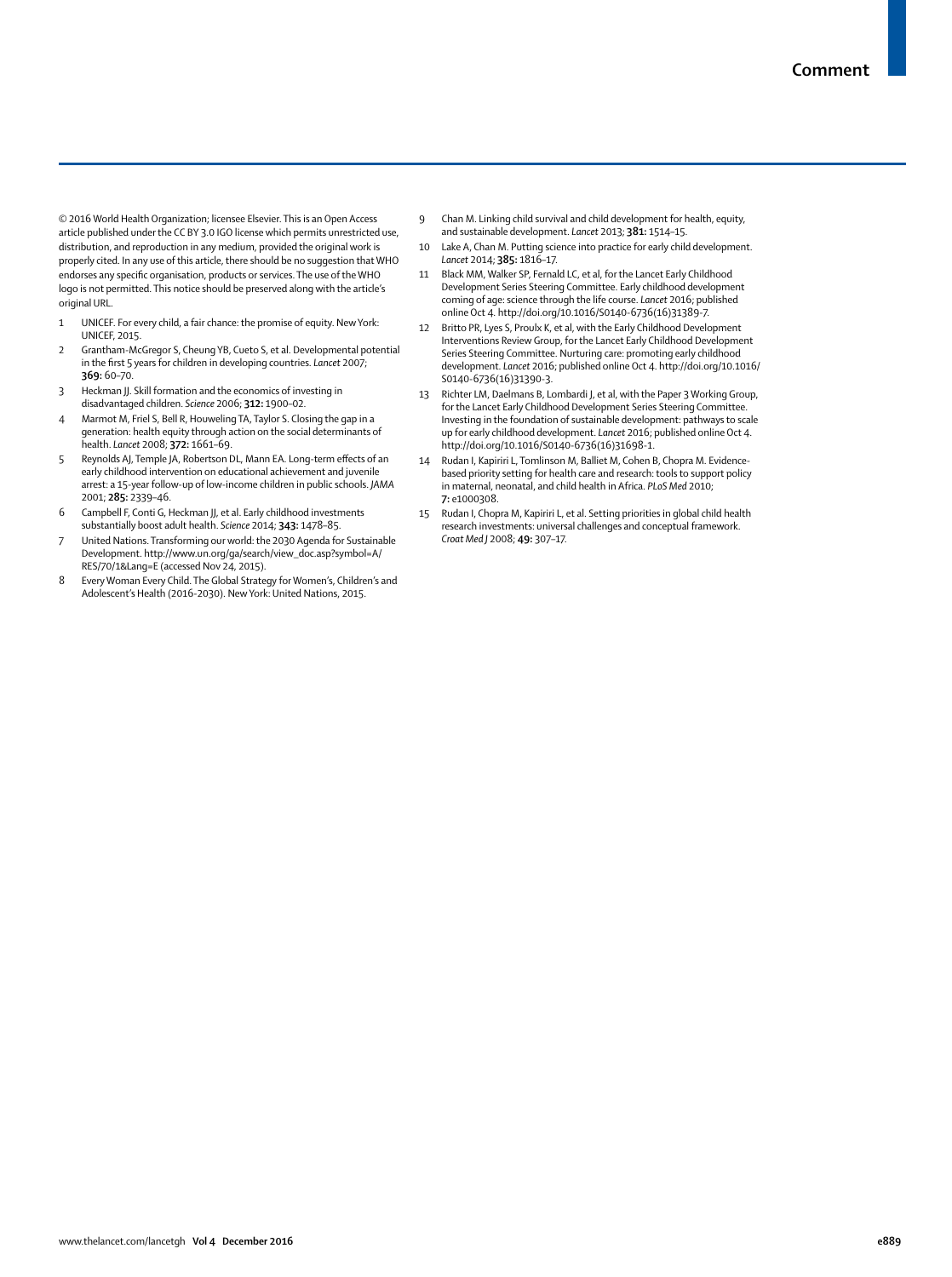© 2016 World Health Organization; licensee Elsevier. This is an Open Access article published under the CC BY 3.0 IGO license which permits unrestricted use, distribution, and reproduction in any medium, provided the original work is properly cited. In any use of this article, there should be no suggestion that WHO endorses any specific organisation, products or services. The use of the WHO logo is not permitted. This notice should be preserved along with the article's original URL.

1. UNICEF. For every child, a fair chance: the promise of equity. New York: UNICEF, 2015.
2. Grantham-McGregor S, Cheung YB, Cueto S, et al. Developmental potential in the first 5 years for children in developing countries. *Lancet* 2007; **369:** 60–70.
3. Heckman JJ. Skill formation and the economics of investing in disadvantaged children. *Science* 2006; **312:** 1900–02.
4. Marmot M, Friel S, Bell R, Houweling TA, Taylor S. Closing the gap in a generation: health equity through action on the social determinants of health. *Lancet* 2008; **372:** 1661–69.
5. Reynolds AJ, Temple JA, Robertson DL, Mann EA. Long-term effects of an early childhood intervention on educational achievement and juvenile arrest: a 15-year follow-up of low-income children in public schools. *JAMA* 2001; **285:** 2339–46.
6. Campbell F, Conti G, Heckman JJ, et al. Early childhood investments substantially boost adult health. *Science* 2014; **343:** 1478–85.
7. United Nations. Transforming our world: the 2030 Agenda for Sustainable Development. http://www.un.org/ga/search/view_doc.asp?symbol=A/RES/70/1&Lang=E (accessed Nov 24, 2015).
8. Every Woman Every Child. The Global Strategy for Women's, Children's and Adolescent's Health (2016-2030). New York: United Nations, 2015.
9. Chan M. Linking child survival and child development for health, equity, and sustainable development. *Lancet* 2013; **381:** 1514–15.
10. Lake A, Chan M. Putting science into practice for early child development. *Lancet* 2014; **385:** 1816–17.
11. Black MM, Walker SP, Fernald LC, et al, for the Lancet Early Childhood Development Series Steering Committee. Early childhood development coming of age: science through the life course. *Lancet* 2016; published online Oct 4. http://doi.org/10.1016/S0140-6736(16)31389-7.
12. Britto PR, Lyes S, Proulx K, et al, with the Early Childhood Development Interventions Review Group, for the Lancet Early Childhood Development Series Steering Committee. Nurturing care: promoting early childhood development. *Lancet* 2016; published online Oct 4. http://doi.org/10.1016/S0140-6736(16)31390-3.
13. Richter LM, Daelmans B, Lombardi J, et al, with the Paper 3 Working Group, for the Lancet Early Childhood Development Series Steering Committee. Investing in the foundation of sustainable development: pathways to scale up for early childhood development. *Lancet* 2016; published online Oct 4. http://doi.org/10.1016/S0140-6736(16)31698-1.
14. Rudan I, Kapiriri L, Tomlinson M, Balliet M, Cohen B, Chopra M. Evidence-based priority setting for health care and research: tools to support policy in maternal, neonatal, and child health in Africa. *PLoS Med* 2010; **7:** e1000308.
15. Rudan I, Chopra M, Kapiriri L, et al. Setting priorities in global child health research investments: universal challenges and conceptual framework. *Croat Med J* 2008; **49:** 307–17.